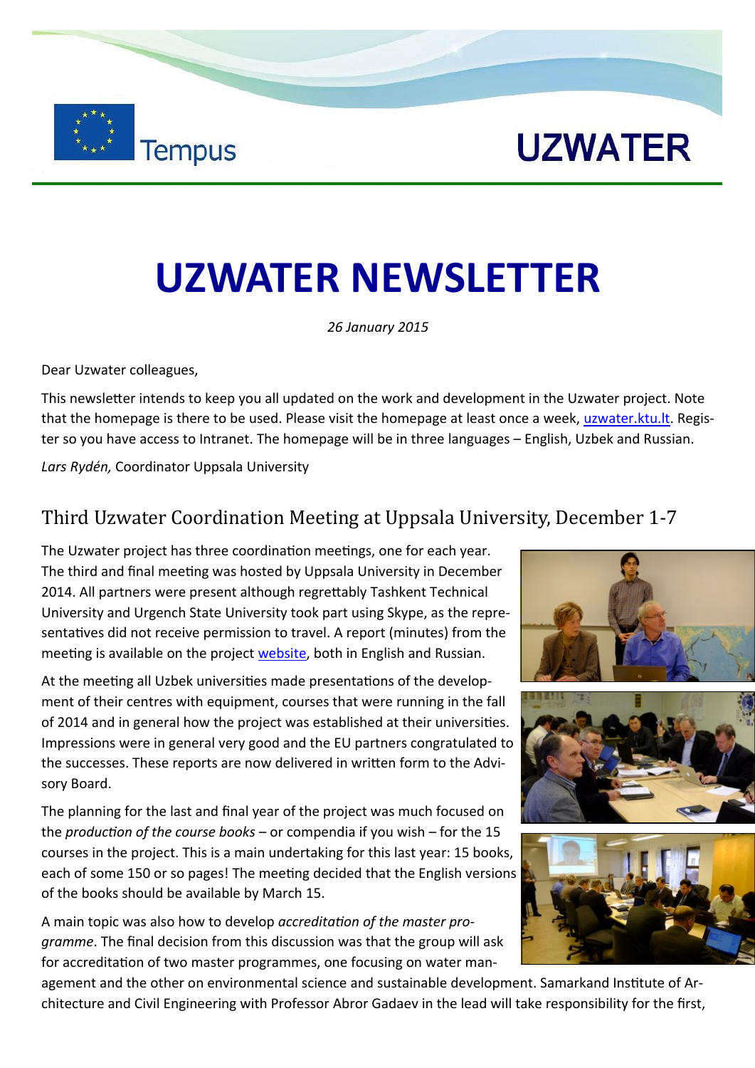Tempus

UZWATER

# UZWATER NEWSLETTER

*26 January 2015*

Dear Uzwater colleagues,

This newsletter intends to keep you all updated on the work and development in the Uzwater project. Note that the homepage is there to be used. Please visit the homepage at least once a week, uzwater.ktu.lt. Register so you have access to Intranet. The homepage will be in three languages – English, Uzbek and Russian.

*Lars Rydén,* Coordinator Uppsala University

## Third Uzwater Coordination Meeting at Uppsala University, December 1-7

The Uzwater project has three coordination meetings, one for each year. The third and final meeting was hosted by Uppsala University in December 2014. All partners were present although regrettably Tashkent Technical University and Urgench State University took part using Skype, as the representatives did not receive permission to travel. A report (minutes) from the meeting is available on the project website, both in English and Russian.

At the meeting all Uzbek universities made presentations of the development of their centres with equipment, courses that were running in the fall of 2014 and in general how the project was established at their universities. Impressions were in general very good and the EU partners congratulated to the successes. These reports are now delivered in written form to the Advisory Board.

The planning for the last and final year of the project was much focused on the *production of the course books* – or compendia if you wish – for the 15 courses in the project. This is a main undertaking for this last year: 15 books, each of some 150 or so pages! The meeting decided that the English versions of the books should be available by March 15.

A main topic was also how to develop *accreditation of the master programme*. The final decision from this discussion was that the group will ask for accreditation of two master programmes, one focusing on water management and the other on environmental science and sustainable development. Samarkand Institute of Architecture and Civil Engineering with Professor Abror Gadaev in the lead will take responsibility for the first,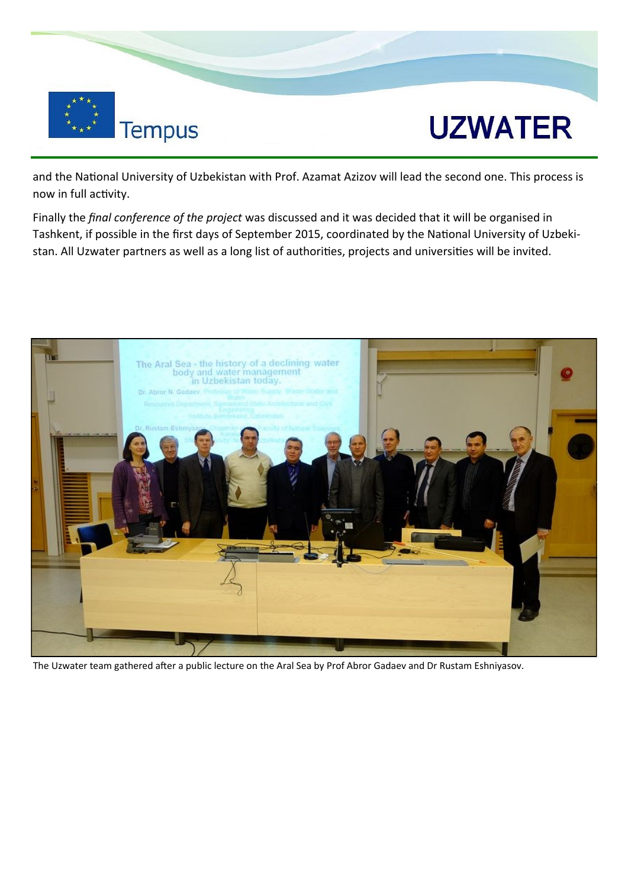and the National University of Uzbekistan with Prof. Azamat Azizov will lead the second one. This process is now in full activity.

Finally the *final conference of the project* was discussed and it was decided that it will be organised in Tashkent, if possible in the first days of September 2015, coordinated by the National University of Uzbekistan. All Uzwater partners as well as a long list of authorities, projects and universities will be invited.

The Uzwater team gathered after a public lecture on the Aral Sea by Prof Abror Gadaev and Dr Rustam Eshniyasov.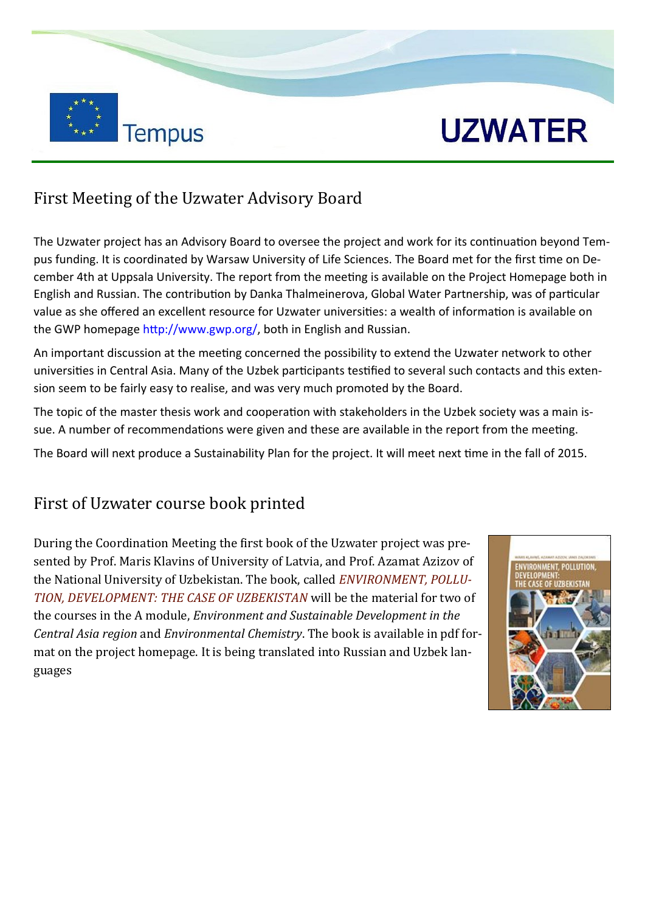## First Meeting of the Uzwater Advisory Board

The Uzwater project has an Advisory Board to oversee the project and work for its continuation beyond Tempus funding. It is coordinated by Warsaw University of Life Sciences. The Board met for the first time on December 4th at Uppsala University. The report from the meeting is available on the Project Homepage both in English and Russian. The contribution by Danka Thalmeinerova, Global Water Partnership, was of particular value as she offered an excellent resource for Uzwater universities: a wealth of information is available on the GWP homepage http://www.gwp.org/, both in English and Russian.

An important discussion at the meeting concerned the possibility to extend the Uzwater network to other universities in Central Asia. Many of the Uzbek participants testified to several such contacts and this extension seem to be fairly easy to realise, and was very much promoted by the Board.

The topic of the master thesis work and cooperation with stakeholders in the Uzbek society was a main issue. A number of recommendations were given and these are available in the report from the meeting.

The Board will next produce a Sustainability Plan for the project. It will meet next time in the fall of 2015.

## First of Uzwater course book printed

During the Coordination Meeting the first book of the Uzwater project was presented by Prof. Maris Klavins of University of Latvia, and Prof. Azamat Azizov of the National University of Uzbekistan. The book, called *ENVIRONMENT, POLLUTION, DEVELOPMENT: THE CASE OF UZBEKISTAN* will be the material for two of the courses in the A module, *Environment and Sustainable Development in the Central Asia region* and *Environmental Chemistry*. The book is available in pdf format on the project homepage. It is being translated into Russian and Uzbek languages